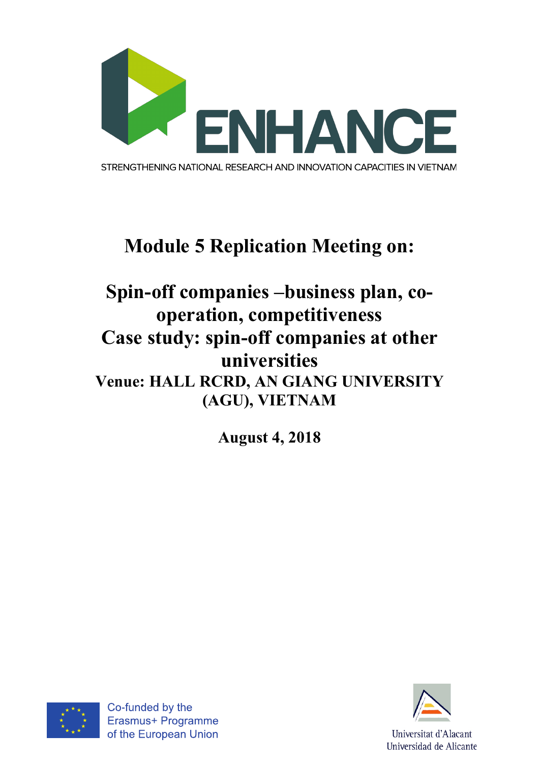ENHANCE

STRENGTHENING NATIONAL RESEARCH AND INNOVATION CAPACITIES IN VIETNAM

# Module 5 Replication Meeting on:

# Spin-off companies –business plan, co-operation, competitiveness

# Case study: spin-off companies at other universities

## Venue: HALL RCRD, AN GIANG UNIVERSITY (AGU), VIETNAM

**August 4, 2018**

Co-funded by the Erasmus+ Programme of the European Union

Universitat d'Alacant
Universidad de Alicante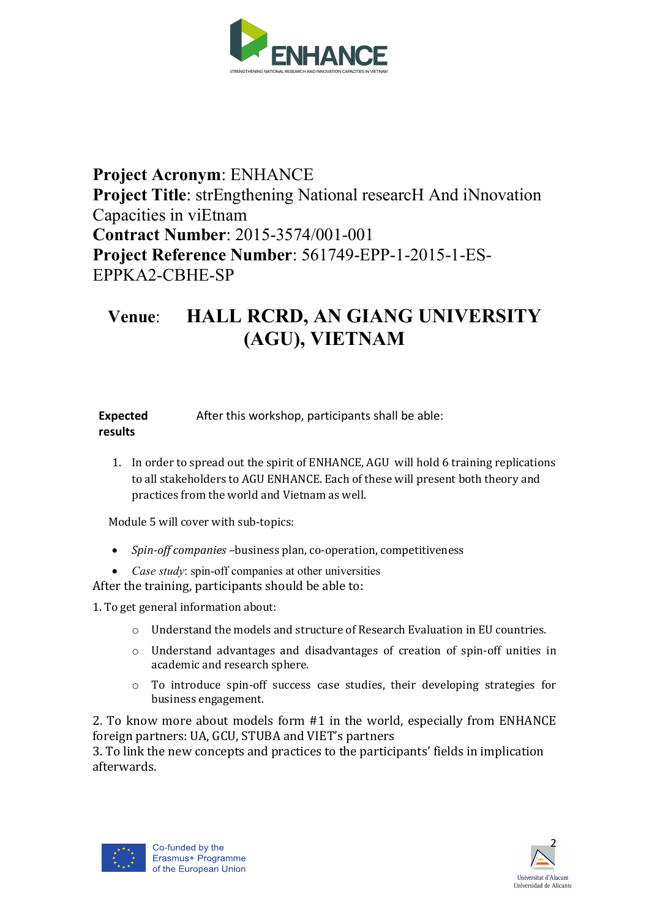**Project Acronym**: ENHANCE
**Project Title**: strEngthening National researcH And iNnovation Capacities in viEtnam
**Contract Number**: 2015-3574/001-001
**Project Reference Number**: 561749-EPP-1-2015-1-ES-EPPKA2-CBHE-SP

**Venue**: **HALL RCRD, AN GIANG UNIVERSITY (AGU), VIETNAM**

| **Expected results** | After this workshop, participants shall be able: |
|---|---|

1. In order to spread out the spirit of ENHANCE, AGU will hold 6 training replications to all stakeholders to AGU ENHANCE. Each of these will present both theory and practices from the world and Vietnam as well.

Module 5 will cover with sub-topics:

- *Spin-off companies* –business plan, co-operation, competitiveness
- *Case study*: spin-off companies at other universities

After the training, participants should be able to:

1. To get general information about:
    - Understand the models and structure of Research Evaluation in EU countries.
    - Understand advantages and disadvantages of creation of spin-off unities in academic and research sphere.
    - To introduce spin-off success case studies, their developing strategies for business engagement.

2. To know more about models form #1 in the world, especially from ENHANCE foreign partners: UA, GCU, STUBA and VIET's partners
3. To link the new concepts and practices to the participants' fields in implication afterwards.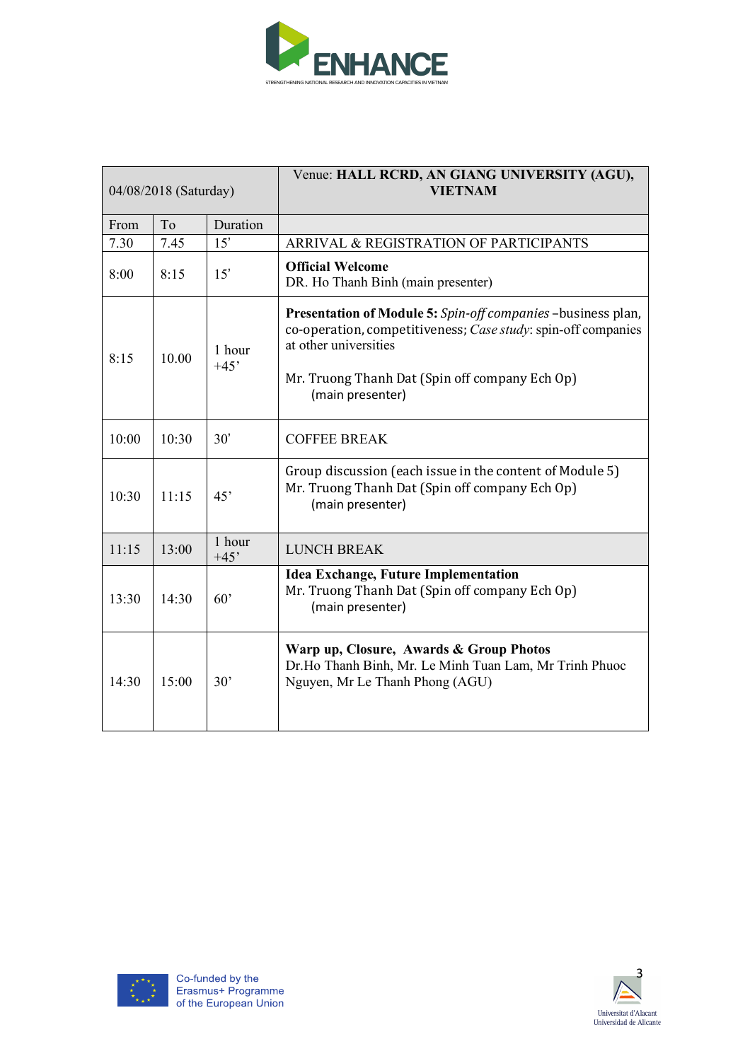ENHANCE

STRENGTHENING NATIONAL RESEARCH AND INNOVATION CAPACITIES IN VIETNAM

| 04/08/2018 (Saturday) | | | Venue: **HALL RCRD, AN GIANG UNIVERSITY (AGU), VIETNAM** |
|---|---|---|---|
| From | To | Duration | |
| 7.30 | 7.45 | 15’ | ARRIVAL & REGISTRATION OF PARTICIPANTS |
| 8:00 | 8:15 | 15’ | **Official Welcome**<br>DR. Ho Thanh Binh (main presenter) |
| 8:15 | 10.00 | 1 hour +45’ | **Presentation of Module 5:** *Spin-off companies* –business plan, co-operation, competitiveness; *Case study*: spin-off companies at other universities<br><br>Mr. Truong Thanh Dat (Spin off company Ech Op) (main presenter) |
| 10:00 | 10:30 | 30’ | COFFEE BREAK |
| 10:30 | 11:15 | 45’ | Group discussion (each issue in the content of Module 5)<br>Mr. Truong Thanh Dat (Spin off company Ech Op) (main presenter) |
| 11:15 | 13:00 | 1 hour +45’ | LUNCH BREAK |
| 13:30 | 14:30 | 60’ | **Idea Exchange, Future Implementation**<br>Mr. Truong Thanh Dat (Spin off company Ech Op) (main presenter) |
| 14:30 | 15:00 | 30’ | **Warp up, Closure, Awards & Group Photos**<br>Dr.Ho Thanh Binh, Mr. Le Minh Tuan Lam, Mr Trinh Phuoc Nguyen, Mr Le Thanh Phong (AGU) |

Co-funded by the Erasmus+ Programme of the European Union

Universitat d'Alacant
Universidad de Alicante